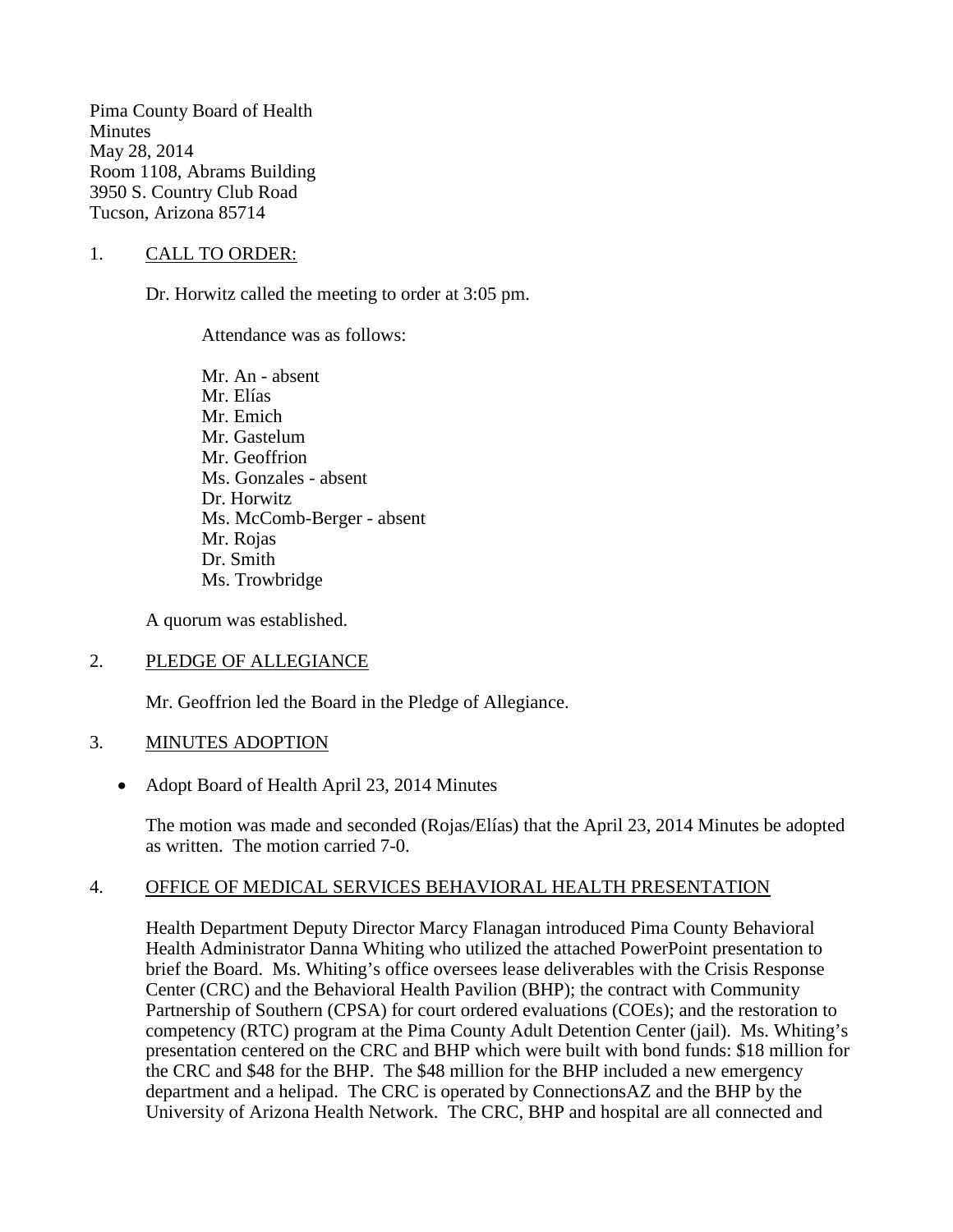Pima County Board of Health
Minutes
May 28, 2014
Room 1108, Abrams Building
3950 S. Country Club Road
Tucson, Arizona 85714

1. <u>CALL TO ORDER:</u>

   Dr. Horwitz called the meeting to order at 3:05 pm.

   Attendance was as follows:

   Mr. An - absent
   Mr. Elías
   Mr. Emich
   Mr. Gastelum
   Mr. Geoffrion
   Ms. Gonzales - absent
   Dr. Horwitz
   Ms. McComb-Berger - absent
   Mr. Rojas
   Dr. Smith
   Ms. Trowbridge

   A quorum was established.

2. <u>PLEDGE OF ALLEGIANCE</u>

   Mr. Geoffrion led the Board in the Pledge of Allegiance.

3. <u>MINUTES ADOPTION</u>

   - Adopt Board of Health April 23, 2014 Minutes

   The motion was made and seconded (Rojas/Elías) that the April 23, 2014 Minutes be adopted as written. The motion carried 7-0.

4. <u>OFFICE OF MEDICAL SERVICES BEHAVIORAL HEALTH PRESENTATION</u>

   Health Department Deputy Director Marcy Flanagan introduced Pima County Behavioral Health Administrator Danna Whiting who utilized the attached PowerPoint presentation to brief the Board. Ms. Whiting's office oversees lease deliverables with the Crisis Response Center (CRC) and the Behavioral Health Pavilion (BHP); the contract with Community Partnership of Southern (CPSA) for court ordered evaluations (COEs); and the restoration to competency (RTC) program at the Pima County Adult Detention Center (jail). Ms. Whiting's presentation centered on the CRC and BHP which were built with bond funds: $18 million for the CRC and $48 for the BHP. The $48 million for the BHP included a new emergency department and a helipad. The CRC is operated by ConnectionsAZ and the BHP by the University of Arizona Health Network. The CRC, BHP and hospital are all connected and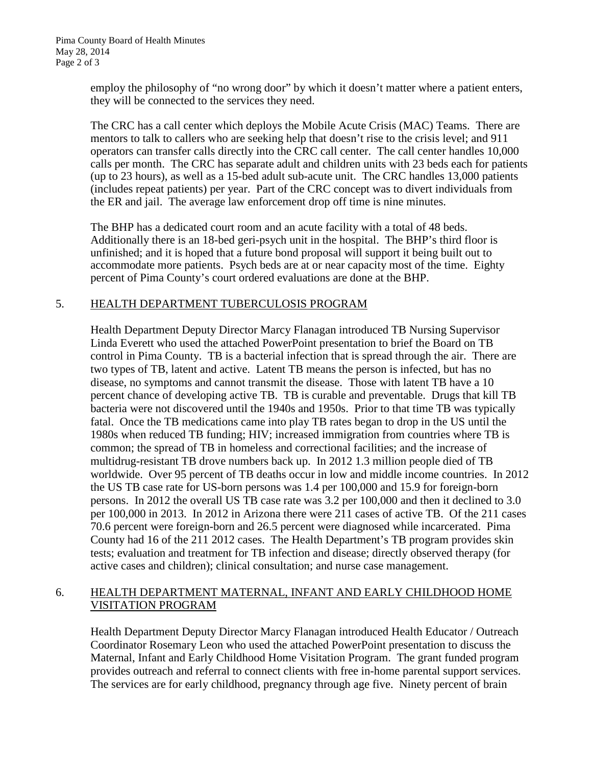employ the philosophy of "no wrong door" by which it doesn't matter where a patient enters, they will be connected to the services they need.

The CRC has a call center which deploys the Mobile Acute Crisis (MAC) Teams. There are mentors to talk to callers who are seeking help that doesn't rise to the crisis level; and 911 operators can transfer calls directly into the CRC call center. The call center handles 10,000 calls per month. The CRC has separate adult and children units with 23 beds each for patients (up to 23 hours), as well as a 15-bed adult sub-acute unit. The CRC handles 13,000 patients (includes repeat patients) per year. Part of the CRC concept was to divert individuals from the ER and jail. The average law enforcement drop off time is nine minutes.

The BHP has a dedicated court room and an acute facility with a total of 48 beds. Additionally there is an 18-bed geri-psych unit in the hospital. The BHP's third floor is unfinished; and it is hoped that a future bond proposal will support it being built out to accommodate more patients. Psych beds are at or near capacity most of the time. Eighty percent of Pima County's court ordered evaluations are done at the BHP.

## 5. HEALTH DEPARTMENT TUBERCULOSIS PROGRAM

Health Department Deputy Director Marcy Flanagan introduced TB Nursing Supervisor Linda Everett who used the attached PowerPoint presentation to brief the Board on TB control in Pima County. TB is a bacterial infection that is spread through the air. There are two types of TB, latent and active. Latent TB means the person is infected, but has no disease, no symptoms and cannot transmit the disease. Those with latent TB have a 10 percent chance of developing active TB. TB is curable and preventable. Drugs that kill TB bacteria were not discovered until the 1940s and 1950s. Prior to that time TB was typically fatal. Once the TB medications came into play TB rates began to drop in the US until the 1980s when reduced TB funding; HIV; increased immigration from countries where TB is common; the spread of TB in homeless and correctional facilities; and the increase of multidrug-resistant TB drove numbers back up. In 2012 1.3 million people died of TB worldwide. Over 95 percent of TB deaths occur in low and middle income countries. In 2012 the US TB case rate for US-born persons was 1.4 per 100,000 and 15.9 for foreign-born persons. In 2012 the overall US TB case rate was 3.2 per 100,000 and then it declined to 3.0 per 100,000 in 2013. In 2012 in Arizona there were 211 cases of active TB. Of the 211 cases 70.6 percent were foreign-born and 26.5 percent were diagnosed while incarcerated. Pima County had 16 of the 211 2012 cases. The Health Department's TB program provides skin tests; evaluation and treatment for TB infection and disease; directly observed therapy (for active cases and children); clinical consultation; and nurse case management.

## 6. HEALTH DEPARTMENT MATERNAL, INFANT AND EARLY CHILDHOOD HOME VISITATION PROGRAM

Health Department Deputy Director Marcy Flanagan introduced Health Educator / Outreach Coordinator Rosemary Leon who used the attached PowerPoint presentation to discuss the Maternal, Infant and Early Childhood Home Visitation Program. The grant funded program provides outreach and referral to connect clients with free in-home parental support services. The services are for early childhood, pregnancy through age five. Ninety percent of brain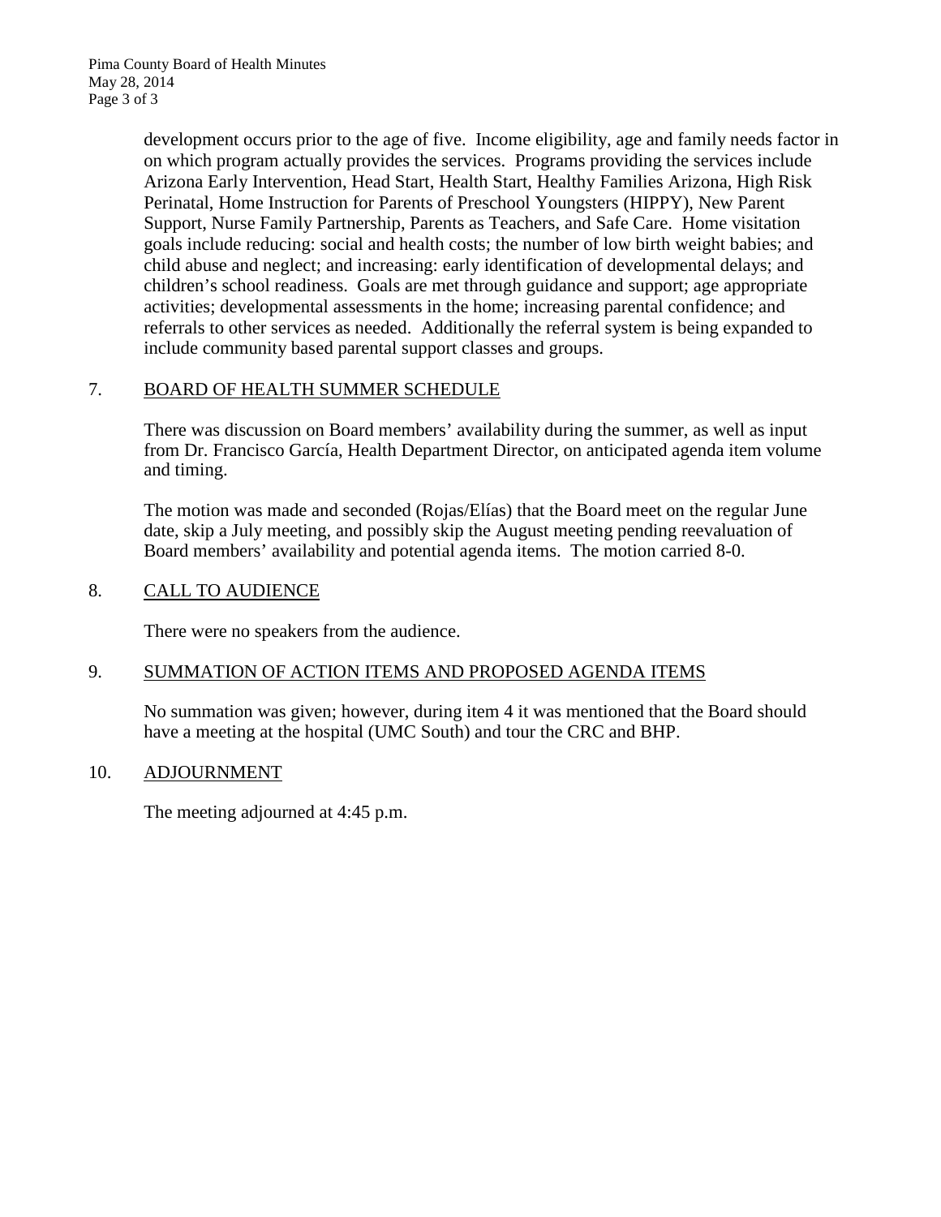development occurs prior to the age of five. Income eligibility, age and family needs factor in on which program actually provides the services. Programs providing the services include Arizona Early Intervention, Head Start, Health Start, Healthy Families Arizona, High Risk Perinatal, Home Instruction for Parents of Preschool Youngsters (HIPPY), New Parent Support, Nurse Family Partnership, Parents as Teachers, and Safe Care. Home visitation goals include reducing: social and health costs; the number of low birth weight babies; and child abuse and neglect; and increasing: early identification of developmental delays; and children's school readiness. Goals are met through guidance and support; age appropriate activities; developmental assessments in the home; increasing parental confidence; and referrals to other services as needed. Additionally the referral system is being expanded to include community based parental support classes and groups.

7. <u>BOARD OF HEALTH SUMMER SCHEDULE</u>

There was discussion on Board members' availability during the summer, as well as input from Dr. Francisco García, Health Department Director, on anticipated agenda item volume and timing.

The motion was made and seconded (Rojas/Elías) that the Board meet on the regular June date, skip a July meeting, and possibly skip the August meeting pending reevaluation of Board members' availability and potential agenda items. The motion carried 8-0.

8. <u>CALL TO AUDIENCE</u>

There were no speakers from the audience.

9. <u>SUMMATION OF ACTION ITEMS AND PROPOSED AGENDA ITEMS</u>

No summation was given; however, during item 4 it was mentioned that the Board should have a meeting at the hospital (UMC South) and tour the CRC and BHP.

10. <u>ADJOURNMENT</u>

The meeting adjourned at 4:45 p.m.